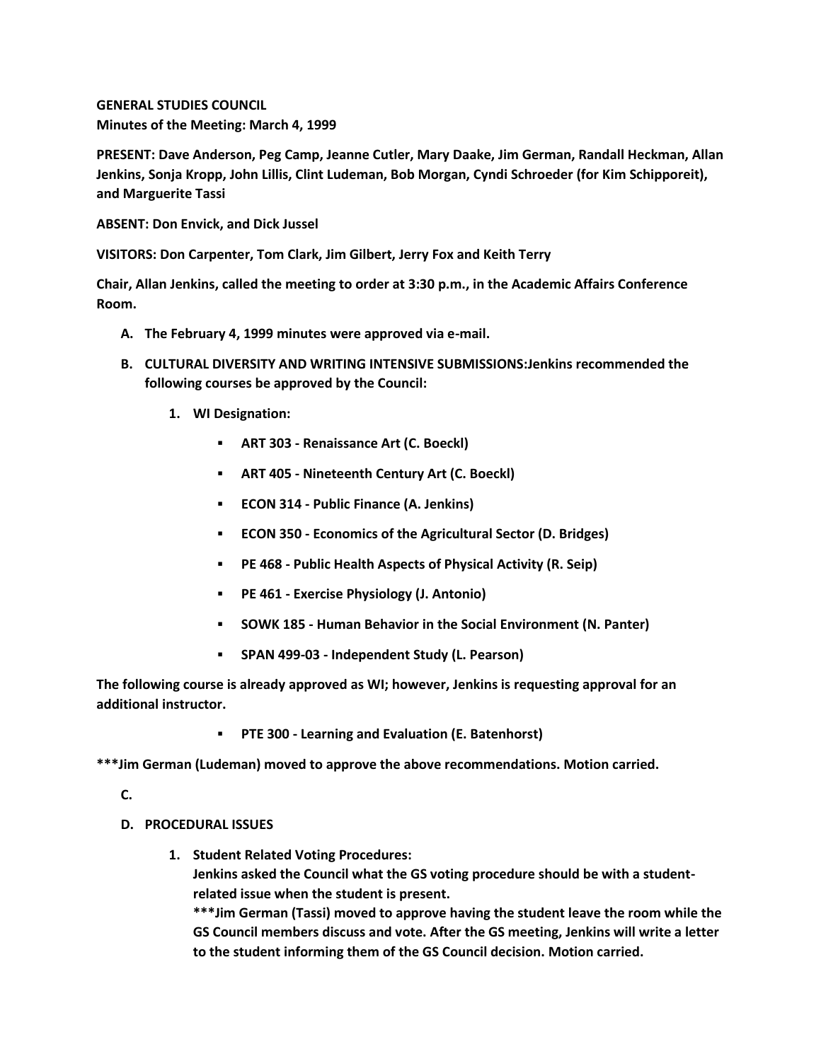**GENERAL STUDIES COUNCIL**
**Minutes of the Meeting: March 4, 1999**

**PRESENT: Dave Anderson, Peg Camp, Jeanne Cutler, Mary Daake, Jim German, Randall Heckman, Allan Jenkins, Sonja Kropp, John Lillis, Clint Ludeman, Bob Morgan, Cyndi Schroeder (for Kim Schipporeit), and Marguerite Tassi**

**ABSENT: Don Envick, and Dick Jussel**

**VISITORS: Don Carpenter, Tom Clark, Jim Gilbert, Jerry Fox and Keith Terry**

**Chair, Allan Jenkins, called the meeting to order at 3:30 p.m., in the Academic Affairs Conference Room.**

A. **The February 4, 1999 minutes were approved via e-mail.**

B. **CULTURAL DIVERSITY AND WRITING INTENSIVE SUBMISSIONS:Jenkins recommended the following courses be approved by the Council:**

   1. **WI Designation:**

      - **ART 303 - Renaissance Art (C. Boeckl)**
      - **ART 405 - Nineteenth Century Art (C. Boeckl)**
      - **ECON 314 - Public Finance (A. Jenkins)**
      - **ECON 350 - Economics of the Agricultural Sector (D. Bridges)**
      - **PE 468 - Public Health Aspects of Physical Activity (R. Seip)**
      - **PE 461 - Exercise Physiology (J. Antonio)**
      - **SOWK 185 - Human Behavior in the Social Environment (N. Panter)**
      - **SPAN 499-03 - Independent Study (L. Pearson)**

**The following course is already approved as WI; however, Jenkins is requesting approval for an additional instructor.**

- **PTE 300 - Learning and Evaluation (E. Batenhorst)**

**\*\*\*Jim German (Ludeman) moved to approve the above recommendations. Motion carried.**

C.

D. **PROCEDURAL ISSUES**

   1. **Student Related Voting Procedures:**
      **Jenkins asked the Council what the GS voting procedure should be with a student-related issue when the student is present.**
      **\*\*\*Jim German (Tassi) moved to approve having the student leave the room while the GS Council members discuss and vote. After the GS meeting, Jenkins will write a letter to the student informing them of the GS Council decision. Motion carried.**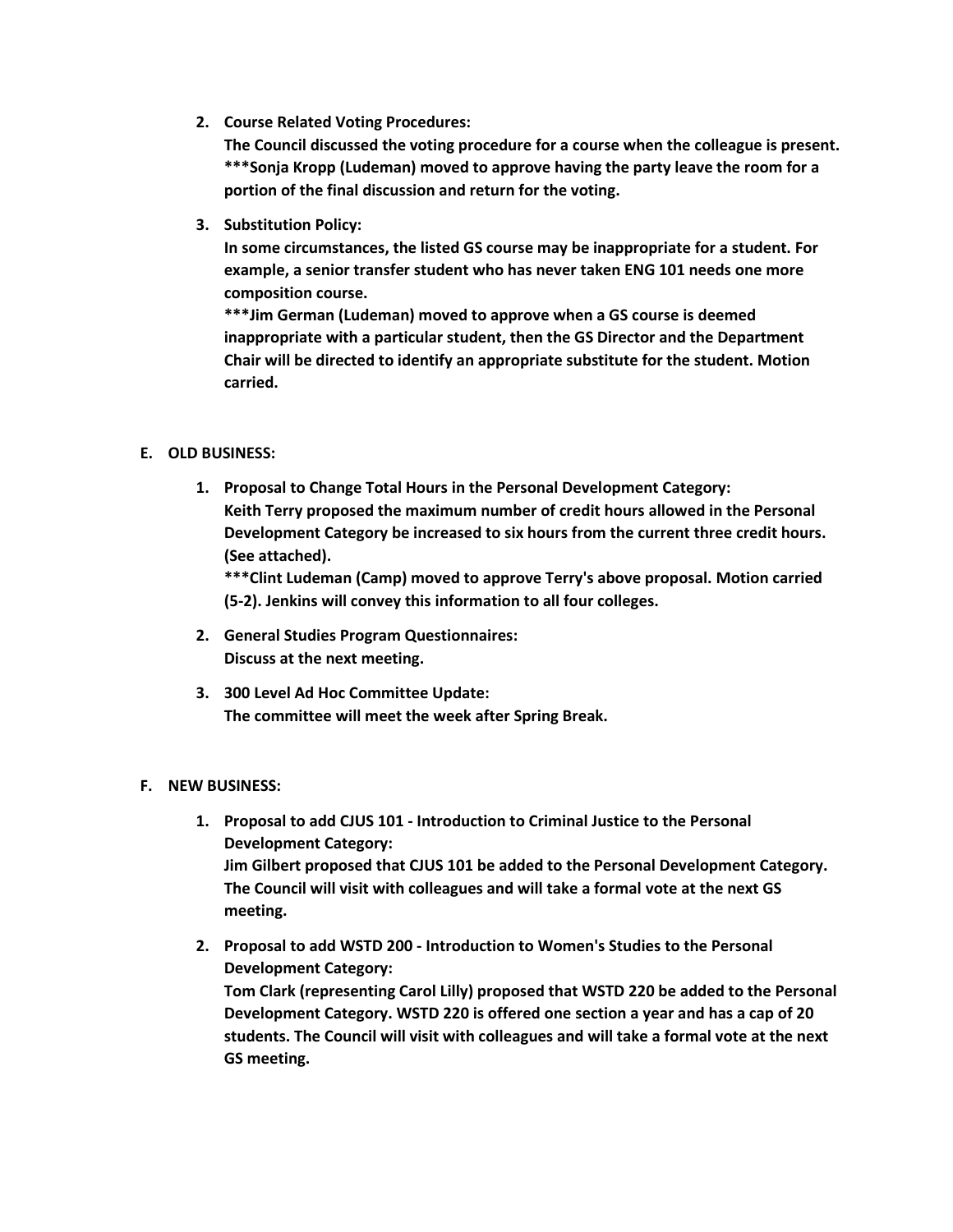2. **Course Related Voting Procedures:**
   **The Council discussed the voting procedure for a course when the colleague is present. ***Sonja Kropp (Ludeman) moved to approve having the party leave the room for a portion of the final discussion and return for the voting.**

3. **Substitution Policy:**
   **In some circumstances, the listed GS course may be inappropriate for a student. For example, a senior transfer student who has never taken ENG 101 needs one more composition course.**
   ****\*\*\*Jim German (Ludeman) moved to approve when a GS course is deemed inappropriate with a particular student, then the GS Director and the Department Chair will be directed to identify an appropriate substitute for the student. Motion carried.****

## E. OLD BUSINESS:

1. **Proposal to Change Total Hours in the Personal Development Category:**
   **Keith Terry proposed the maximum number of credit hours allowed in the Personal Development Category be increased to six hours from the current three credit hours. (See attached).**
   ****\*\*\*Clint Ludeman (Camp) moved to approve Terry's above proposal. Motion carried (5-2). Jenkins will convey this information to all four colleges.****

2. **General Studies Program Questionnaires:**
   **Discuss at the next meeting.**

3. **300 Level Ad Hoc Committee Update:**
   **The committee will meet the week after Spring Break.**

## F. NEW BUSINESS:

1. **Proposal to add CJUS 101 - Introduction to Criminal Justice to the Personal Development Category:**
   **Jim Gilbert proposed that CJUS 101 be added to the Personal Development Category. The Council will visit with colleagues and will take a formal vote at the next GS meeting.**

2. **Proposal to add WSTD 200 - Introduction to Women's Studies to the Personal Development Category:**
   **Tom Clark (representing Carol Lilly) proposed that WSTD 220 be added to the Personal Development Category. WSTD 220 is offered one section a year and has a cap of 20 students. The Council will visit with colleagues and will take a formal vote at the next GS meeting.**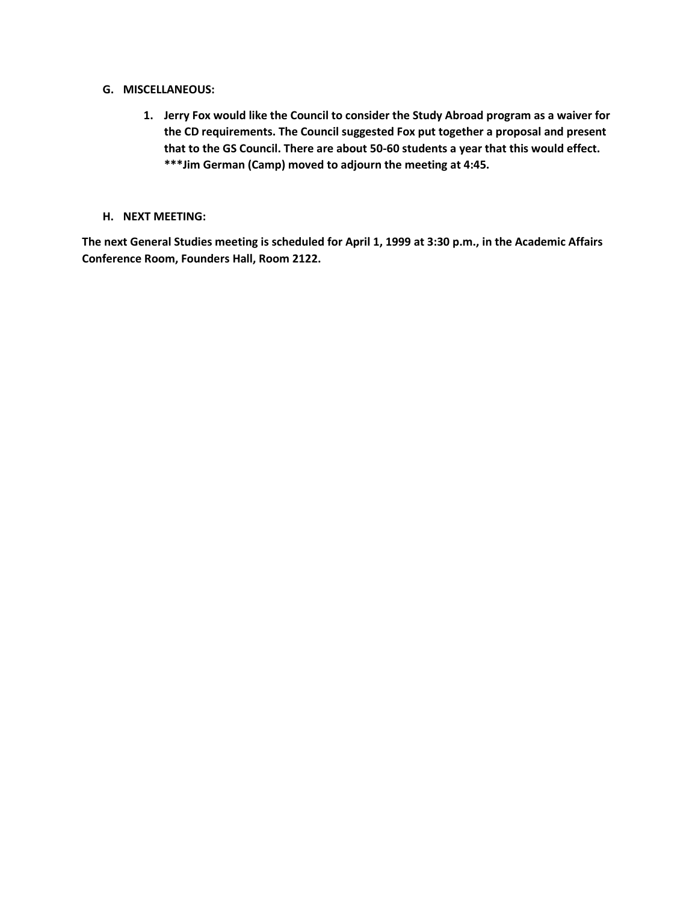**G. MISCELLANEOUS:**

1. **Jerry Fox would like the Council to consider the Study Abroad program as a waiver for the CD requirements. The Council suggested Fox put together a proposal and present that to the GS Council. There are about 50-60 students a year that this would effect. ***Jim German (Camp) moved to adjourn the meeting at 4:45.**

**H. NEXT MEETING:**

**The next General Studies meeting is scheduled for April 1, 1999 at 3:30 p.m., in the Academic Affairs Conference Room, Founders Hall, Room 2122.**